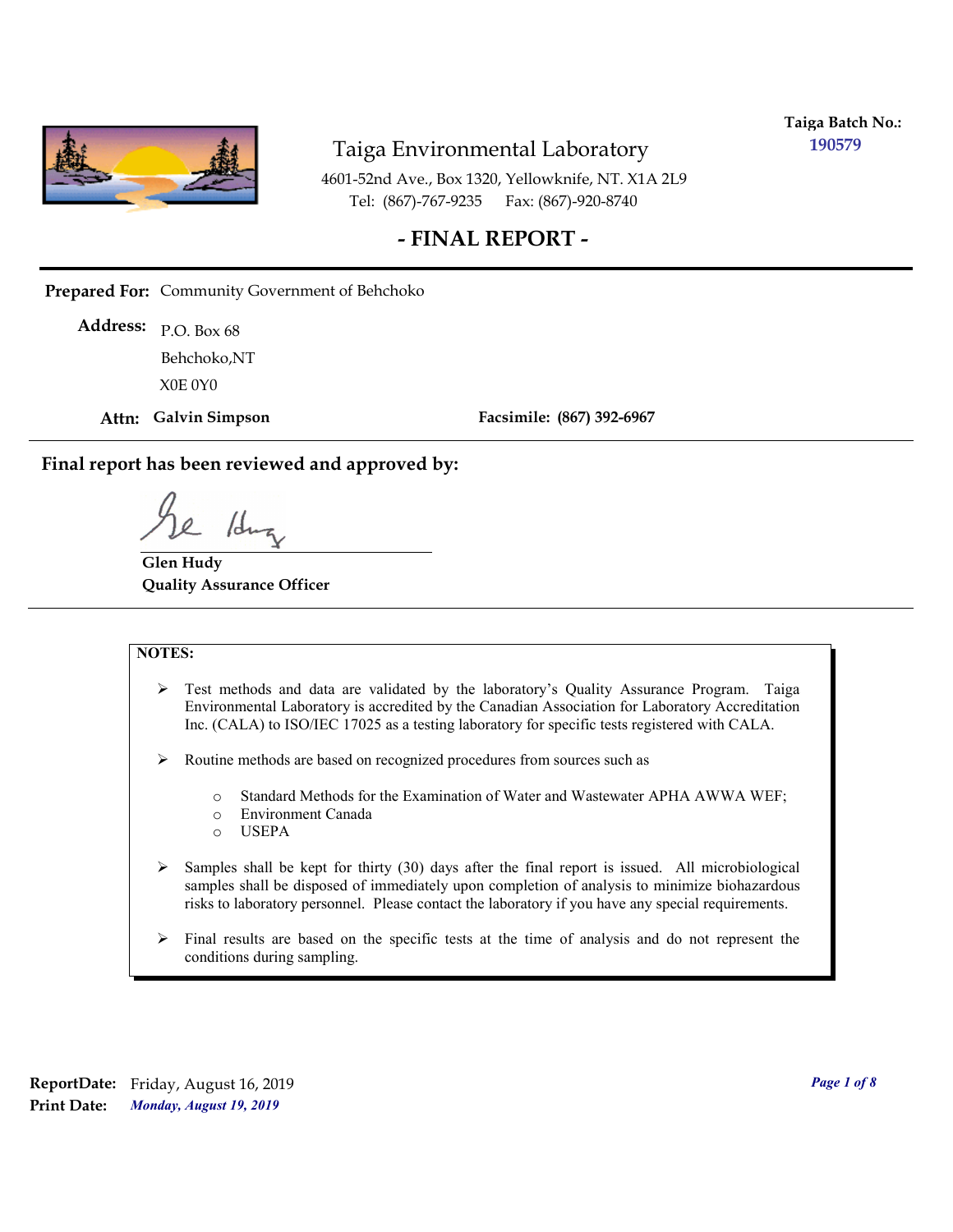**Taiga Batch No.:** 190579

# Taiga Environmental Laboratory

4601-52nd Ave., Box 1320, Yellowknife, NT. X1A 2L9
Tel: (867)-767-9235 Fax: (867)-920-8740

## - FINAL REPORT -

**Prepared For:** Community Government of Behchoko

**Address:** P.O. Box 68
Behchoko,NT
X0E 0Y0

**Attn: Galvin Simpson** **Facsimile: (867) 392-6967**

## Final report has been reviewed and approved by:

**Glen Hudy**
**Quality Assurance Officer**

**NOTES:**

- Test methods and data are validated by the laboratory's Quality Assurance Program. Taiga Environmental Laboratory is accredited by the Canadian Association for Laboratory Accreditation Inc. (CALA) to ISO/IEC 17025 as a testing laboratory for specific tests registered with CALA.
- Routine methods are based on recognized procedures from sources such as
  - Standard Methods for the Examination of Water and Wastewater APHA AWWA WEF;
  - Environment Canada
  - USEPA
- Samples shall be kept for thirty (30) days after the final report is issued. All microbiological samples shall be disposed of immediately upon completion of analysis to minimize biohazardous risks to laboratory personnel. Please contact the laboratory if you have any special requirements.
- Final results are based on the specific tests at the time of analysis and do not represent the conditions during sampling.

**ReportDate:** Friday, August 16, 2019
**Print Date:** *Monday, August 19, 2019*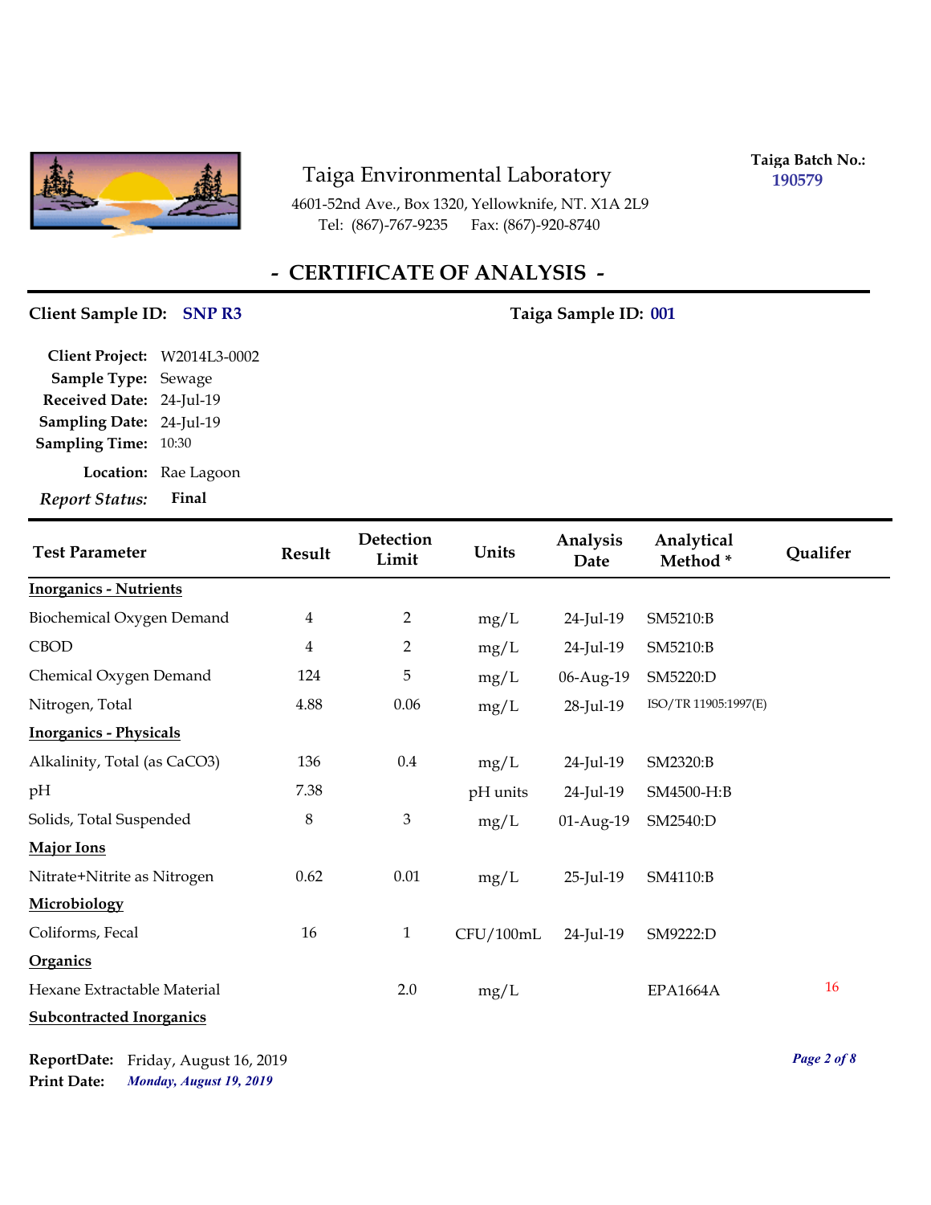Taiga Environmental Laboratory

4601-52nd Ave., Box 1320, Yellowknife, NT. X1A 2L9
Tel: (867)-767-9235 Fax: (867)-920-8740

**Taiga Batch No.:** 190579

## - CERTIFICATE OF ANALYSIS -

**Client Sample ID:** **SNP R3** **Taiga Sample ID:** **001**

**Client Project:** W2014L3-0002
**Sample Type:** Sewage
**Received Date:** 24-Jul-19
**Sampling Date:** 24-Jul-19
**Sampling Time:** 10:30
**Location:** Rae Lagoon
***Report Status:*** **Final**

| Test Parameter | Result | Detection Limit | Units | Analysis Date | Analytical Method * | Qualifer |
|---|---|---|---|---|---|---|
| **Inorganics - Nutrients** | | | | | | |
| Biochemical Oxygen Demand | 4 | 2 | mg/L | 24-Jul-19 | SM5210:B | |
| CBOD | 4 | 2 | mg/L | 24-Jul-19 | SM5210:B | |
| Chemical Oxygen Demand | 124 | 5 | mg/L | 06-Aug-19 | SM5220:D | |
| Nitrogen, Total | 4.88 | 0.06 | mg/L | 28-Jul-19 | ISO/TR 11905:1997(E) | |
| **Inorganics - Physicals** | | | | | | |
| Alkalinity, Total (as CaCO3) | 136 | 0.4 | mg/L | 24-Jul-19 | SM2320:B | |
| pH | 7.38 | | pH units | 24-Jul-19 | SM4500-H:B | |
| Solids, Total Suspended | 8 | 3 | mg/L | 01-Aug-19 | SM2540:D | |
| **Major Ions** | | | | | | |
| Nitrate+Nitrite as Nitrogen | 0.62 | 0.01 | mg/L | 25-Jul-19 | SM4110:B | |
| **Microbiology** | | | | | | |
| Coliforms, Fecal | 16 | 1 | CFU/100mL | 24-Jul-19 | SM9222:D | |
| **Organics** | | | | | | |
| Hexane Extractable Material | | 2.0 | mg/L | | EPA1664A | 16 |
| **Subcontracted Inorganics** | | | | | | |

**ReportDate:** Friday, August 16, 2019
**Print Date:** ***Monday, August 19, 2019***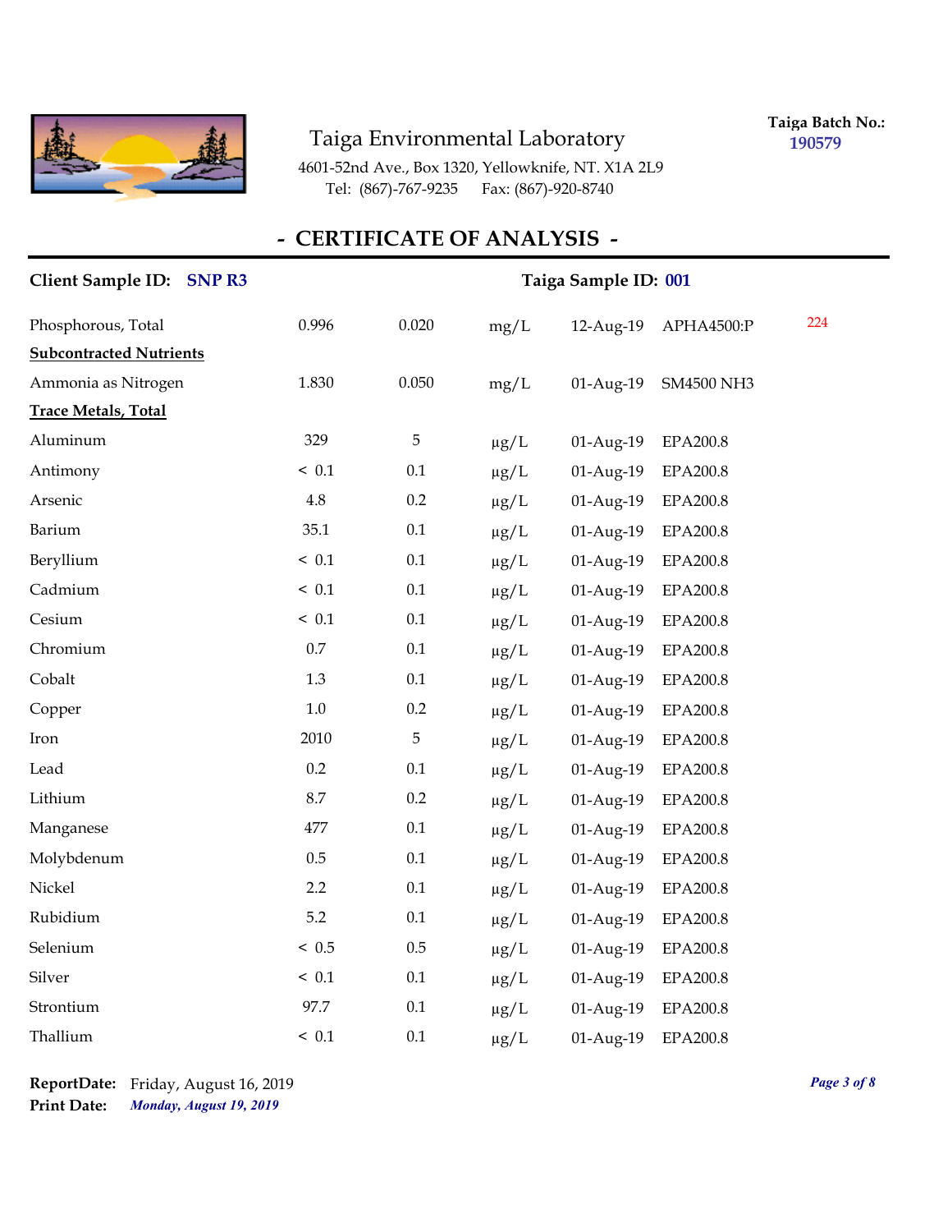Taiga Environmental Laboratory

4601-52nd Ave., Box 1320, Yellowknife, NT. X1A 2L9
Tel: (867)-767-9235 Fax: (867)-920-8740

**Taiga Batch No.:** 190579

## - CERTIFICATE OF ANALYSIS -

**Client Sample ID:** SNP R3 **Taiga Sample ID:** 001

| | | | | | | |
|---|---|---|---|---|---|---|
| Phosphorous, Total | 0.996 | 0.020 | mg/L | 12-Aug-19 | APHA4500:P | 224 |
| **Subcontracted Nutrients** | | | | | | |
| Ammonia as Nitrogen | 1.830 | 0.050 | mg/L | 01-Aug-19 | SM4500 NH3 | |
| **Trace Metals, Total** | | | | | | |
| Aluminum | 329 | 5 | μg/L | 01-Aug-19 | EPA200.8 | |
| Antimony | < 0.1 | 0.1 | μg/L | 01-Aug-19 | EPA200.8 | |
| Arsenic | 4.8 | 0.2 | μg/L | 01-Aug-19 | EPA200.8 | |
| Barium | 35.1 | 0.1 | μg/L | 01-Aug-19 | EPA200.8 | |
| Beryllium | < 0.1 | 0.1 | μg/L | 01-Aug-19 | EPA200.8 | |
| Cadmium | < 0.1 | 0.1 | μg/L | 01-Aug-19 | EPA200.8 | |
| Cesium | < 0.1 | 0.1 | μg/L | 01-Aug-19 | EPA200.8 | |
| Chromium | 0.7 | 0.1 | μg/L | 01-Aug-19 | EPA200.8 | |
| Cobalt | 1.3 | 0.1 | μg/L | 01-Aug-19 | EPA200.8 | |
| Copper | 1.0 | 0.2 | μg/L | 01-Aug-19 | EPA200.8 | |
| Iron | 2010 | 5 | μg/L | 01-Aug-19 | EPA200.8 | |
| Lead | 0.2 | 0.1 | μg/L | 01-Aug-19 | EPA200.8 | |
| Lithium | 8.7 | 0.2 | μg/L | 01-Aug-19 | EPA200.8 | |
| Manganese | 477 | 0.1 | μg/L | 01-Aug-19 | EPA200.8 | |
| Molybdenum | 0.5 | 0.1 | μg/L | 01-Aug-19 | EPA200.8 | |
| Nickel | 2.2 | 0.1 | μg/L | 01-Aug-19 | EPA200.8 | |
| Rubidium | 5.2 | 0.1 | μg/L | 01-Aug-19 | EPA200.8 | |
| Selenium | < 0.5 | 0.5 | μg/L | 01-Aug-19 | EPA200.8 | |
| Silver | < 0.1 | 0.1 | μg/L | 01-Aug-19 | EPA200.8 | |
| Strontium | 97.7 | 0.1 | μg/L | 01-Aug-19 | EPA200.8 | |
| Thallium | < 0.1 | 0.1 | μg/L | 01-Aug-19 | EPA200.8 | |

**ReportDate:** Friday, August 16, 2019
**Print Date:** *Monday, August 19, 2019*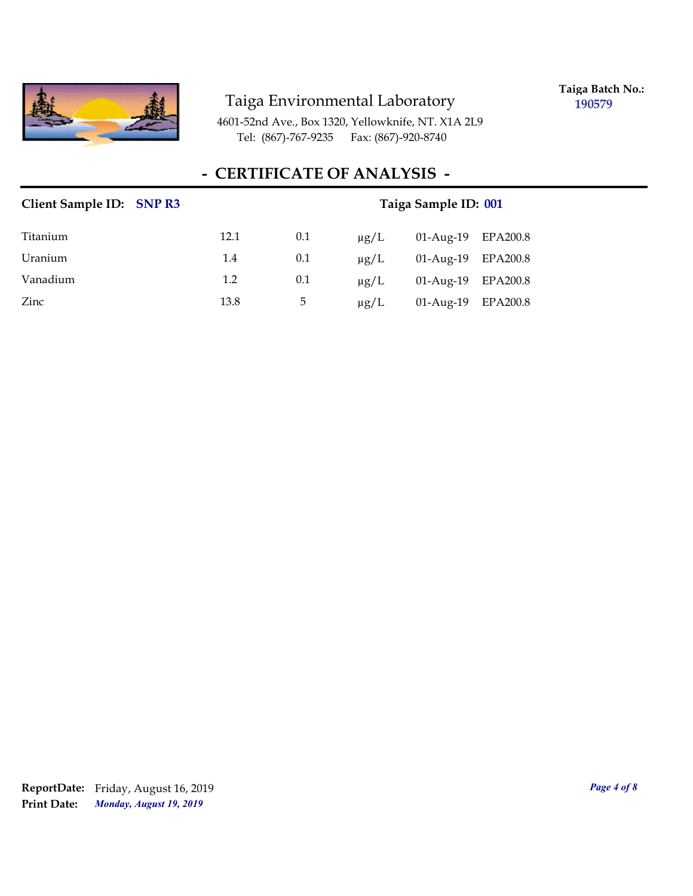Taiga Environmental Laboratory

4601-52nd Ave., Box 1320, Yellowknife, NT. X1A 2L9
Tel: (867)-767-9235 Fax: (867)-920-8740

**Taiga Batch No.:** **190579**

## - CERTIFICATE OF ANALYSIS -

**Client Sample ID:** **SNP R3** **Taiga Sample ID:** **001**

| | | | | | |
|---|---|---|---|---|---|
| Titanium | 12.1 | 0.1 | μg/L | 01-Aug-19 | EPA200.8 |
| Uranium | 1.4 | 0.1 | μg/L | 01-Aug-19 | EPA200.8 |
| Vanadium | 1.2 | 0.1 | μg/L | 01-Aug-19 | EPA200.8 |
| Zinc | 13.8 | 5 | μg/L | 01-Aug-19 | EPA200.8 |

**ReportDate:** Friday, August 16, 2019
**Print Date:** ***Monday, August 19, 2019***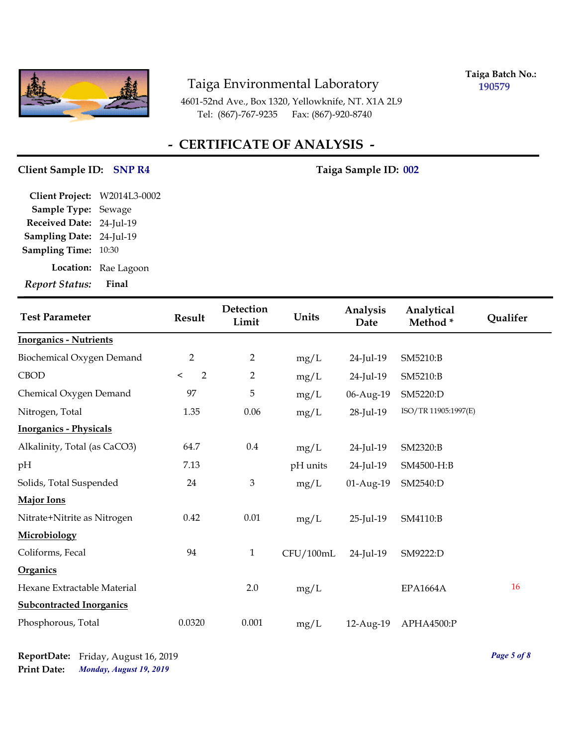Taiga Environmental Laboratory

4601-52nd Ave., Box 1320, Yellowknife, NT. X1A 2L9
Tel: (867)-767-9235 Fax: (867)-920-8740

**Taiga Batch No.:** 190579

# - CERTIFICATE OF ANALYSIS -

**Client Sample ID:** SNP R4 **Taiga Sample ID:** 002

**Client Project:** W2014L3-0002
**Sample Type:** Sewage
**Received Date:** 24-Jul-19
**Sampling Date:** 24-Jul-19
**Sampling Time:** 10:30
**Location:** Rae Lagoon
***Report Status:*** **Final**

| Test Parameter | Result | Detection Limit | Units | Analysis Date | Analytical Method * | Qualifer |
|---|---|---|---|---|---|---|
| **Inorganics - Nutrients** | | | | | | |
| Biochemical Oxygen Demand | 2 | 2 | mg/L | 24-Jul-19 | SM5210:B | |
| CBOD | < 2 | 2 | mg/L | 24-Jul-19 | SM5210:B | |
| Chemical Oxygen Demand | 97 | 5 | mg/L | 06-Aug-19 | SM5220:D | |
| Nitrogen, Total | 1.35 | 0.06 | mg/L | 28-Jul-19 | ISO/TR 11905:1997(E) | |
| **Inorganics - Physicals** | | | | | | |
| Alkalinity, Total (as CaCO3) | 64.7 | 0.4 | mg/L | 24-Jul-19 | SM2320:B | |
| pH | 7.13 | | pH units | 24-Jul-19 | SM4500-H:B | |
| Solids, Total Suspended | 24 | 3 | mg/L | 01-Aug-19 | SM2540:D | |
| **Major Ions** | | | | | | |
| Nitrate+Nitrite as Nitrogen | 0.42 | 0.01 | mg/L | 25-Jul-19 | SM4110:B | |
| **Microbiology** | | | | | | |
| Coliforms, Fecal | 94 | 1 | CFU/100mL | 24-Jul-19 | SM9222:D | |
| **Organics** | | | | | | |
| Hexane Extractable Material | | 2.0 | mg/L | | EPA1664A | 16 |
| **Subcontracted Inorganics** | | | | | | |
| Phosphorous, Total | 0.0320 | 0.001 | mg/L | 12-Aug-19 | APHA4500:P | |

**ReportDate:** Friday, August 16, 2019
**Print Date:** *Monday, August 19, 2019*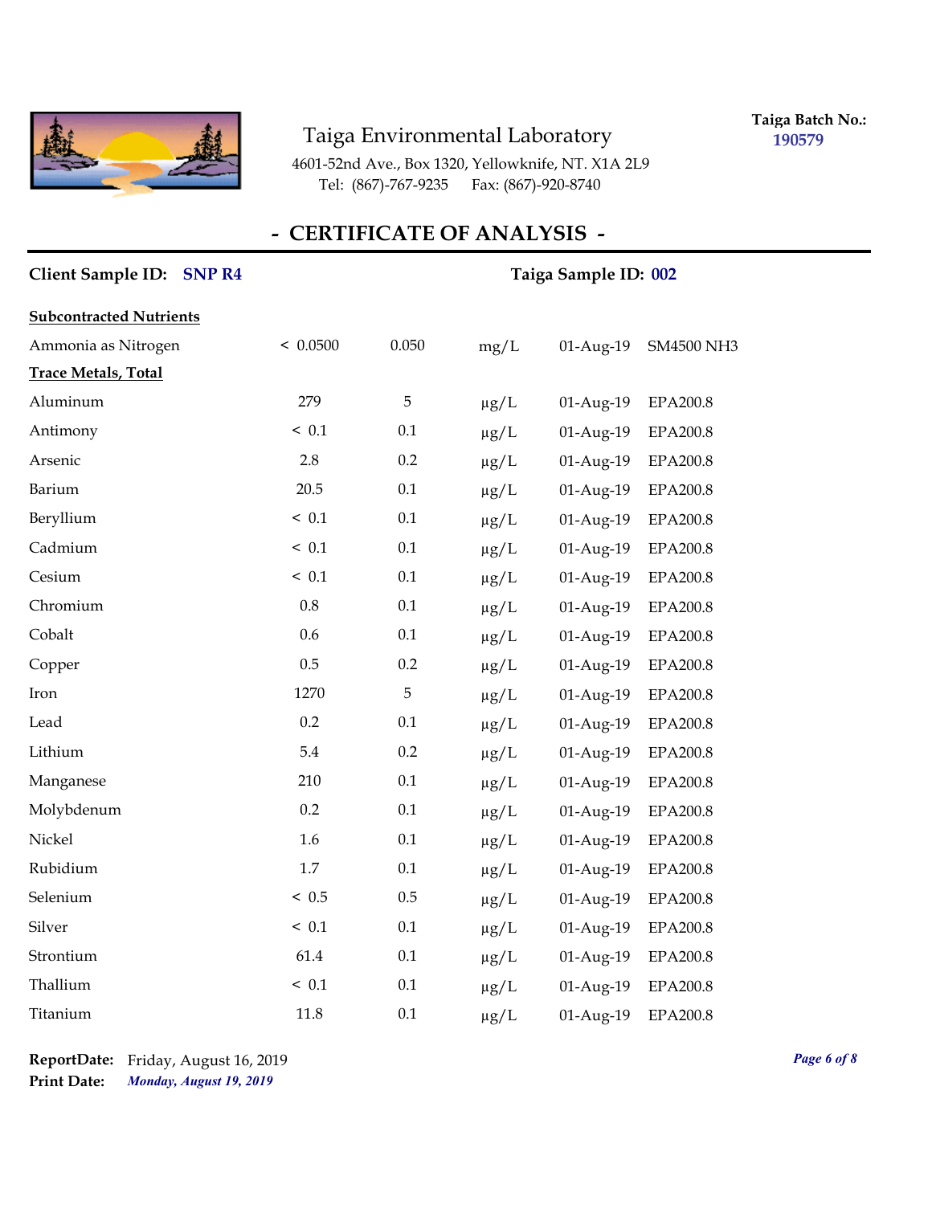Taiga Environmental Laboratory

4601-52nd Ave., Box 1320, Yellowknife, NT. X1A 2L9
Tel: (867)-767-9235 Fax: (867)-920-8740

**Taiga Batch No.:** 190579

## - CERTIFICATE OF ANALYSIS -

**Client Sample ID:** SNP R4 **Taiga Sample ID:** 002

| | | | | | |
|---|---|---|---|---|---|
| **Subcontracted Nutrients** | | | | | |
| Ammonia as Nitrogen | < 0.0500 | 0.050 | mg/L | 01-Aug-19 | SM4500 NH3 |
| **Trace Metals, Total** | | | | | |
| Aluminum | 279 | 5 | µg/L | 01-Aug-19 | EPA200.8 |
| Antimony | < 0.1 | 0.1 | µg/L | 01-Aug-19 | EPA200.8 |
| Arsenic | 2.8 | 0.2 | µg/L | 01-Aug-19 | EPA200.8 |
| Barium | 20.5 | 0.1 | µg/L | 01-Aug-19 | EPA200.8 |
| Beryllium | < 0.1 | 0.1 | µg/L | 01-Aug-19 | EPA200.8 |
| Cadmium | < 0.1 | 0.1 | µg/L | 01-Aug-19 | EPA200.8 |
| Cesium | < 0.1 | 0.1 | µg/L | 01-Aug-19 | EPA200.8 |
| Chromium | 0.8 | 0.1 | µg/L | 01-Aug-19 | EPA200.8 |
| Cobalt | 0.6 | 0.1 | µg/L | 01-Aug-19 | EPA200.8 |
| Copper | 0.5 | 0.2 | µg/L | 01-Aug-19 | EPA200.8 |
| Iron | 1270 | 5 | µg/L | 01-Aug-19 | EPA200.8 |
| Lead | 0.2 | 0.1 | µg/L | 01-Aug-19 | EPA200.8 |
| Lithium | 5.4 | 0.2 | µg/L | 01-Aug-19 | EPA200.8 |
| Manganese | 210 | 0.1 | µg/L | 01-Aug-19 | EPA200.8 |
| Molybdenum | 0.2 | 0.1 | µg/L | 01-Aug-19 | EPA200.8 |
| Nickel | 1.6 | 0.1 | µg/L | 01-Aug-19 | EPA200.8 |
| Rubidium | 1.7 | 0.1 | µg/L | 01-Aug-19 | EPA200.8 |
| Selenium | < 0.5 | 0.5 | µg/L | 01-Aug-19 | EPA200.8 |
| Silver | < 0.1 | 0.1 | µg/L | 01-Aug-19 | EPA200.8 |
| Strontium | 61.4 | 0.1 | µg/L | 01-Aug-19 | EPA200.8 |
| Thallium | < 0.1 | 0.1 | µg/L | 01-Aug-19 | EPA200.8 |
| Titanium | 11.8 | 0.1 | µg/L | 01-Aug-19 | EPA200.8 |

**ReportDate:** Friday, August 16, 2019
**Print Date:** *Monday, August 19, 2019*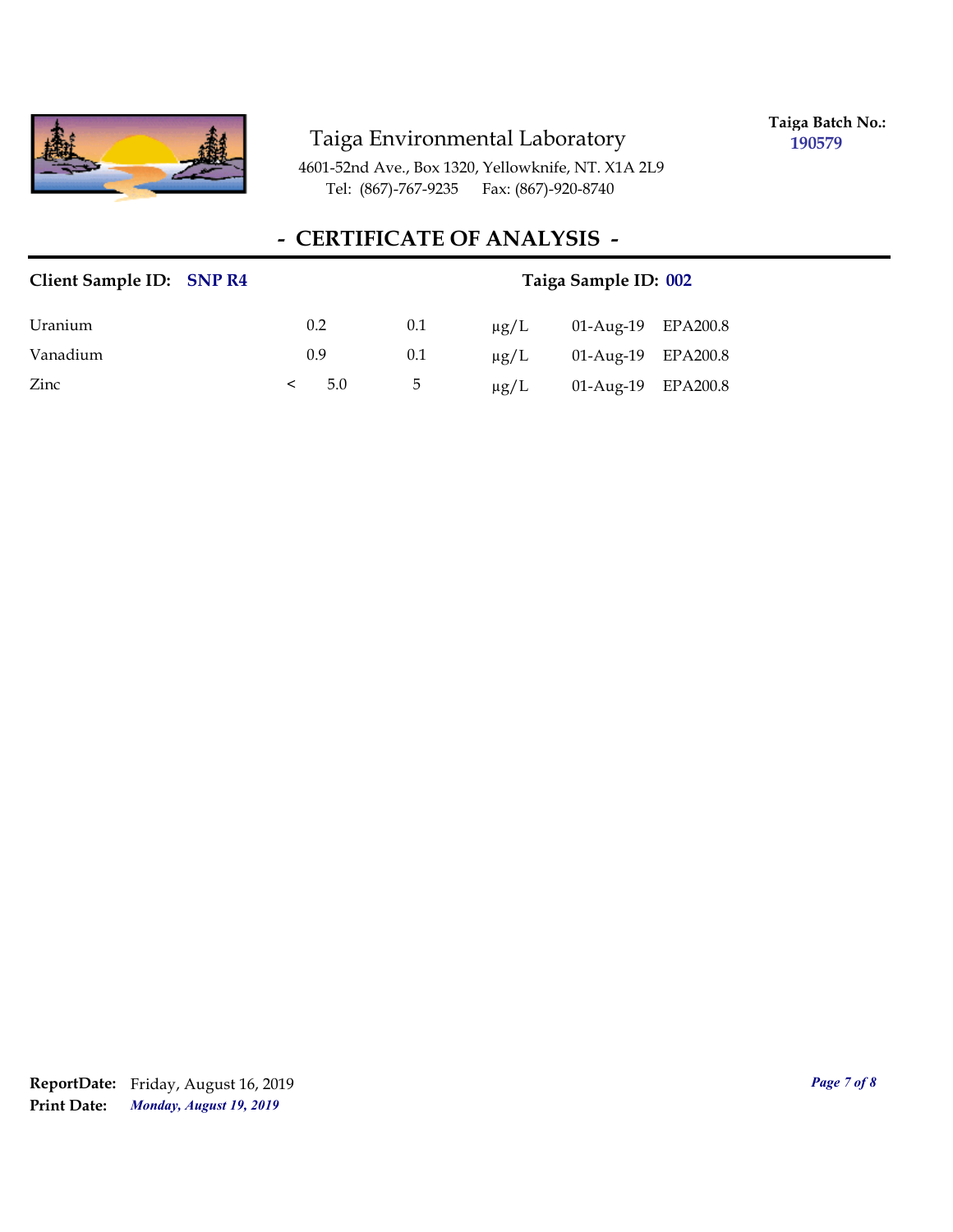Taiga Environmental Laboratory

4601-52nd Ave., Box 1320, Yellowknife, NT. X1A 2L9
Tel: (867)-767-9235 Fax: (867)-920-8740

**Taiga Batch No.:** **190579**

# - CERTIFICATE OF ANALYSIS -

**Client Sample ID: SNP R4** **Taiga Sample ID: 002**

| | | | | | |
|---|---|---|---|---|---|
| Uranium | 0.2 | 0.1 | µg/L | 01-Aug-19 | EPA200.8 |
| Vanadium | 0.9 | 0.1 | µg/L | 01-Aug-19 | EPA200.8 |
| Zinc | < 5.0 | 5 | µg/L | 01-Aug-19 | EPA200.8 |

**ReportDate:** Friday, August 16, 2019
**Print Date:** ***Monday, August 19, 2019***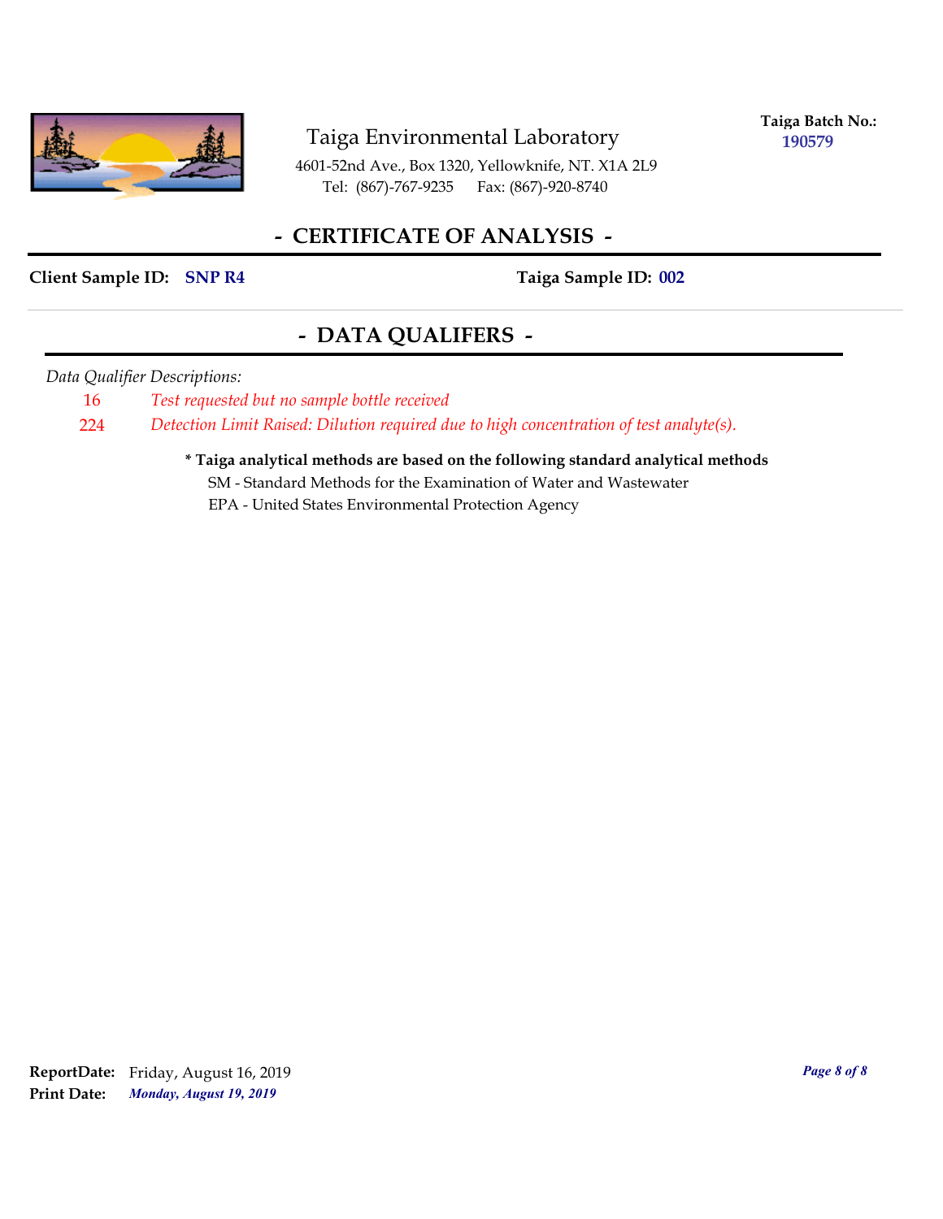Taiga Environmental Laboratory

4601-52nd Ave., Box 1320, Yellowknife, NT. X1A 2L9
Tel: (867)-767-9235 Fax: (867)-920-8740

**Taiga Batch No.:** 190579

## - CERTIFICATE OF ANALYSIS -

**Client Sample ID:** SNP R4 **Taiga Sample ID:** 002

## - DATA QUALIFERS -

*Data Qualifier Descriptions:*

| | |
|---|---|
| 16 | *Test requested but no sample bottle received* |
| 224 | *Detection Limit Raised: Dilution required due to high concentration of test analyte(s).* |

**\* Taiga analytical methods are based on the following standard analytical methods**

SM - Standard Methods for the Examination of Water and Wastewater

EPA - United States Environmental Protection Agency

**ReportDate:** Friday, August 16, 2019

**Print Date:** ***Monday, August 19, 2019***